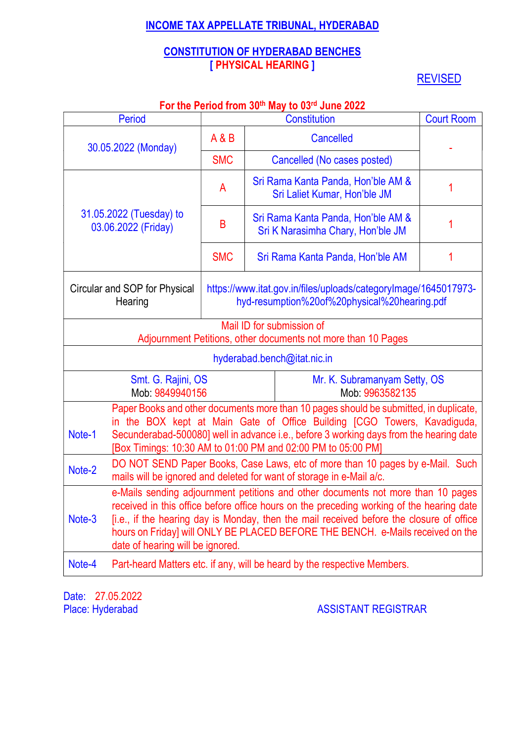# INCOME TAX APPELLATE TRIBUNAL, HYDERABAD

## CONSTITUTION OF HYDERABAD BENCHES
## [ PHYSICAL HEARING ]

REVISED

**For the Period from 30th May to 03rd June 2022**

| Period | Constitution | | Court Room |
|---|---|---|---|
| 30.05.2022 (Monday) | A & B | Cancelled | - |
| | SMC | Cancelled (No cases posted) | |
| 31.05.2022 (Tuesday) to 03.06.2022 (Friday) | A | Sri Rama Kanta Panda, Hon'ble AM & Sri Laliet Kumar, Hon'ble JM | 1 |
| | B | Sri Rama Kanta Panda, Hon'ble AM & Sri K Narasimha Chary, Hon'ble JM | 1 |
| | SMC | Sri Rama Kanta Panda, Hon'ble AM | 1 |
| Circular and SOP for Physical Hearing | https://www.itat.gov.in/files/uploads/categoryImage/1645017973-hyd-resumption%20of%20physical%20hearing.pdf | | |

| Mail ID for submission of Adjournment Petitions, other documents not more than 10 Pages | |
|---|---|
| hyderabad.bench@itat.nic.in | |
| Smt. G. Rajini, OS<br>Mob: 9849940156 | Mr. K. Subramanyam Setty, OS<br>Mob: 9963582135 |

| | |
|---|---|
| Note-1 | Paper Books and other documents more than 10 pages should be submitted, in duplicate, in the BOX kept at Main Gate of Office Building [CGO Towers, Kavadiguda, Secunderabad-500080] well in advance i.e., before 3 working days from the hearing date [Box Timings: 10:30 AM to 01:00 PM and 02:00 PM to 05:00 PM] |
| Note-2 | DO NOT SEND Paper Books, Case Laws, etc of more than 10 pages by e-Mail. Such mails will be ignored and deleted for want of storage in e-Mail a/c. |
| Note-3 | e-Mails sending adjournment petitions and other documents not more than 10 pages received in this office before office hours on the preceding working of the hearing date [i.e., if the hearing day is Monday, then the mail received before the closure of office hours on Friday] will ONLY BE PLACED BEFORE THE BENCH. e-Mails received on the date of hearing will be ignored. |
| Note-4 | Part-heard Matters etc. if any, will be heard by the respective Members. |

Date: 27.05.2022
Place: Hyderabad

ASSISTANT REGISTRAR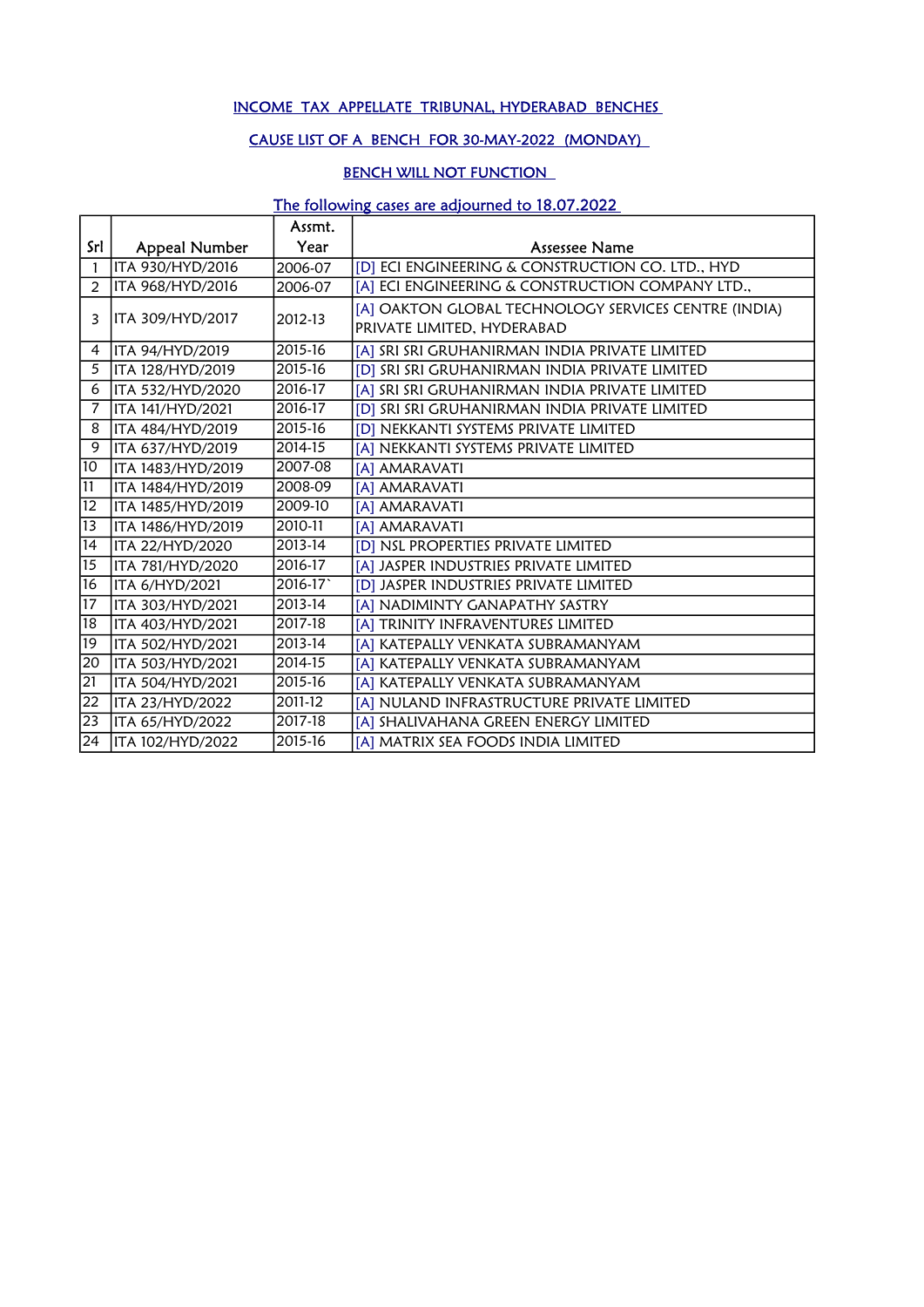INCOME TAX APPELLATE TRIBUNAL, HYDERABAD BENCHES

CAUSE LIST OF A BENCH FOR 30-MAY-2022 (MONDAY)

BENCH WILL NOT FUNCTION

The following cases are adjourned to 18.07.2022

| Srl | Appeal Number | Assmt. Year | Assessee Name |
|---|---|---|---|
| 1 | ITA 930/HYD/2016 | 2006-07 | [D] ECI ENGINEERING & CONSTRUCTION CO. LTD., HYD |
| 2 | ITA 968/HYD/2016 | 2006-07 | [A] ECI ENGINEERING & CONSTRUCTION COMPANY LTD., |
| 3 | ITA 309/HYD/2017 | 2012-13 | [A] OAKTON GLOBAL TECHNOLOGY SERVICES CENTRE (INDIA) PRIVATE LIMITED, HYDERABAD |
| 4 | ITA 94/HYD/2019 | 2015-16 | [A] SRI SRI GRUHANIRMAN INDIA PRIVATE LIMITED |
| 5 | ITA 128/HYD/2019 | 2015-16 | [D] SRI SRI GRUHANIRMAN INDIA PRIVATE LIMITED |
| 6 | ITA 532/HYD/2020 | 2016-17 | [A] SRI SRI GRUHANIRMAN INDIA PRIVATE LIMITED |
| 7 | ITA 141/HYD/2021 | 2016-17 | [D] SRI SRI GRUHANIRMAN INDIA PRIVATE LIMITED |
| 8 | ITA 484/HYD/2019 | 2015-16 | [D] NEKKANTI SYSTEMS PRIVATE LIMITED |
| 9 | ITA 637/HYD/2019 | 2014-15 | [A] NEKKANTI SYSTEMS PRIVATE LIMITED |
| 10 | ITA 1483/HYD/2019 | 2007-08 | [A] AMARAVATI |
| 11 | ITA 1484/HYD/2019 | 2008-09 | [A] AMARAVATI |
| 12 | ITA 1485/HYD/2019 | 2009-10 | [A] AMARAVATI |
| 13 | ITA 1486/HYD/2019 | 2010-11 | [A] AMARAVATI |
| 14 | ITA 22/HYD/2020 | 2013-14 | [D] NSL PROPERTIES PRIVATE LIMITED |
| 15 | ITA 781/HYD/2020 | 2016-17 | [A] JASPER INDUSTRIES PRIVATE LIMITED |
| 16 | ITA 6/HYD/2021 | 2016-17` | [D] JASPER INDUSTRIES PRIVATE LIMITED |
| 17 | ITA 303/HYD/2021 | 2013-14 | [A] NADIMINTY GANAPATHY SASTRY |
| 18 | ITA 403/HYD/2021 | 2017-18 | [A] TRINITY INFRAVENTURES LIMITED |
| 19 | ITA 502/HYD/2021 | 2013-14 | [A] KATEPALLY VENKATA SUBRAMANYAM |
| 20 | ITA 503/HYD/2021 | 2014-15 | [A] KATEPALLY VENKATA SUBRAMANYAM |
| 21 | ITA 504/HYD/2021 | 2015-16 | [A] KATEPALLY VENKATA SUBRAMANYAM |
| 22 | ITA 23/HYD/2022 | 2011-12 | [A] NULAND INFRASTRUCTURE PRIVATE LIMITED |
| 23 | ITA 65/HYD/2022 | 2017-18 | [A] SHALIVAHANA GREEN ENERGY LIMITED |
| 24 | ITA 102/HYD/2022 | 2015-16 | [A] MATRIX SEA FOODS INDIA LIMITED |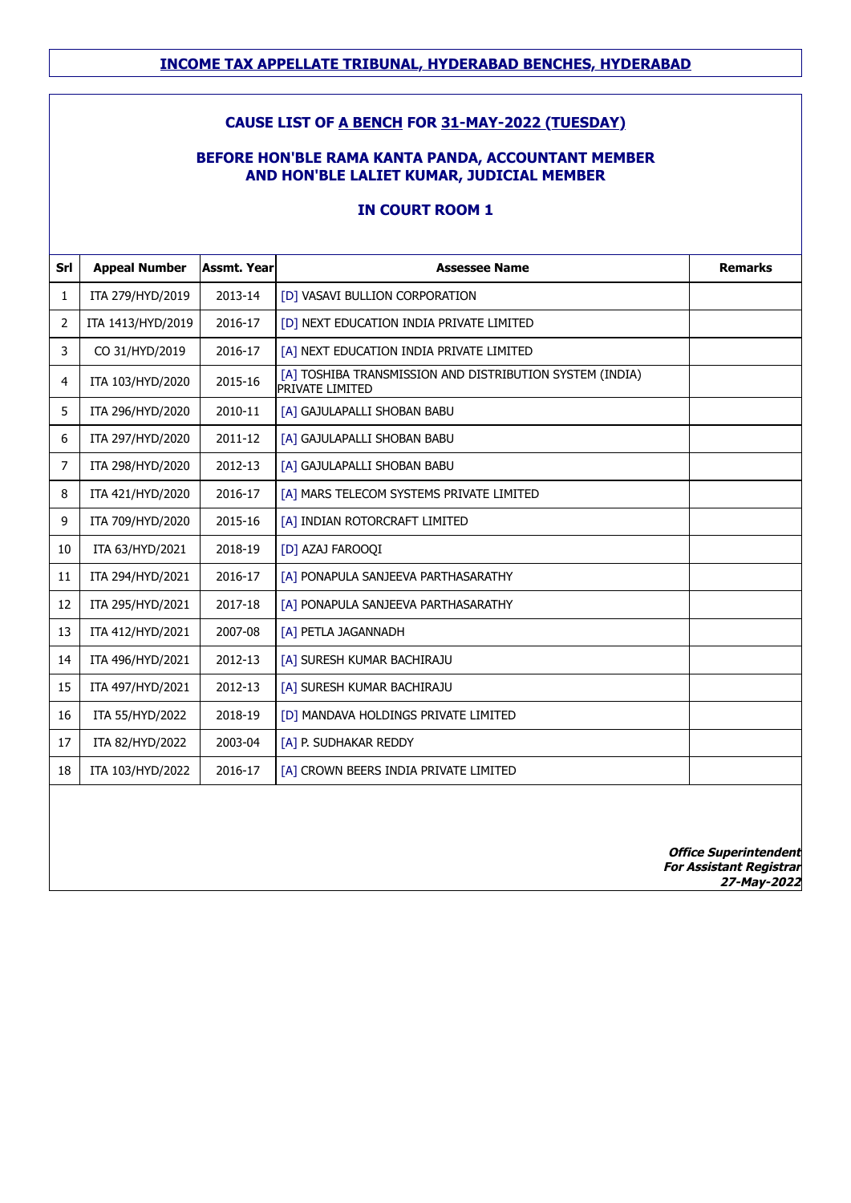## INCOME TAX APPELLATE TRIBUNAL, HYDERABAD BENCHES, HYDERABAD

### CAUSE LIST OF A BENCH FOR 31-MAY-2022 (TUESDAY)

### BEFORE HON'BLE RAMA KANTA PANDA, ACCOUNTANT MEMBER AND HON'BLE LALIET KUMAR, JUDICIAL MEMBER

### IN COURT ROOM 1

| Srl | Appeal Number | Assmt. Year | Assessee Name | Remarks |
|---|---|---|---|---|
| 1 | ITA 279/HYD/2019 | 2013-14 | [D] VASAVI BULLION CORPORATION | |
| 2 | ITA 1413/HYD/2019 | 2016-17 | [D] NEXT EDUCATION INDIA PRIVATE LIMITED | |
| 3 | CO 31/HYD/2019 | 2016-17 | [A] NEXT EDUCATION INDIA PRIVATE LIMITED | |
| 4 | ITA 103/HYD/2020 | 2015-16 | [A] TOSHIBA TRANSMISSION AND DISTRIBUTION SYSTEM (INDIA) PRIVATE LIMITED | |
| 5 | ITA 296/HYD/2020 | 2010-11 | [A] GAJULAPALLI SHOBAN BABU | |
| 6 | ITA 297/HYD/2020 | 2011-12 | [A] GAJULAPALLI SHOBAN BABU | |
| 7 | ITA 298/HYD/2020 | 2012-13 | [A] GAJULAPALLI SHOBAN BABU | |
| 8 | ITA 421/HYD/2020 | 2016-17 | [A] MARS TELECOM SYSTEMS PRIVATE LIMITED | |
| 9 | ITA 709/HYD/2020 | 2015-16 | [A] INDIAN ROTORCRAFT LIMITED | |
| 10 | ITA 63/HYD/2021 | 2018-19 | [D] AZAJ FAROOQI | |
| 11 | ITA 294/HYD/2021 | 2016-17 | [A] PONAPULA SANJEEVA PARTHASARATHY | |
| 12 | ITA 295/HYD/2021 | 2017-18 | [A] PONAPULA SANJEEVA PARTHASARATHY | |
| 13 | ITA 412/HYD/2021 | 2007-08 | [A] PETLA JAGANNADH | |
| 14 | ITA 496/HYD/2021 | 2012-13 | [A] SURESH KUMAR BACHIRAJU | |
| 15 | ITA 497/HYD/2021 | 2012-13 | [A] SURESH KUMAR BACHIRAJU | |
| 16 | ITA 55/HYD/2022 | 2018-19 | [D] MANDAVA HOLDINGS PRIVATE LIMITED | |
| 17 | ITA 82/HYD/2022 | 2003-04 | [A] P. SUDHAKAR REDDY | |
| 18 | ITA 103/HYD/2022 | 2016-17 | [A] CROWN BEERS INDIA PRIVATE LIMITED | |

***Office Superintendent***
***For Assistant Registrar***
***27-May-2022***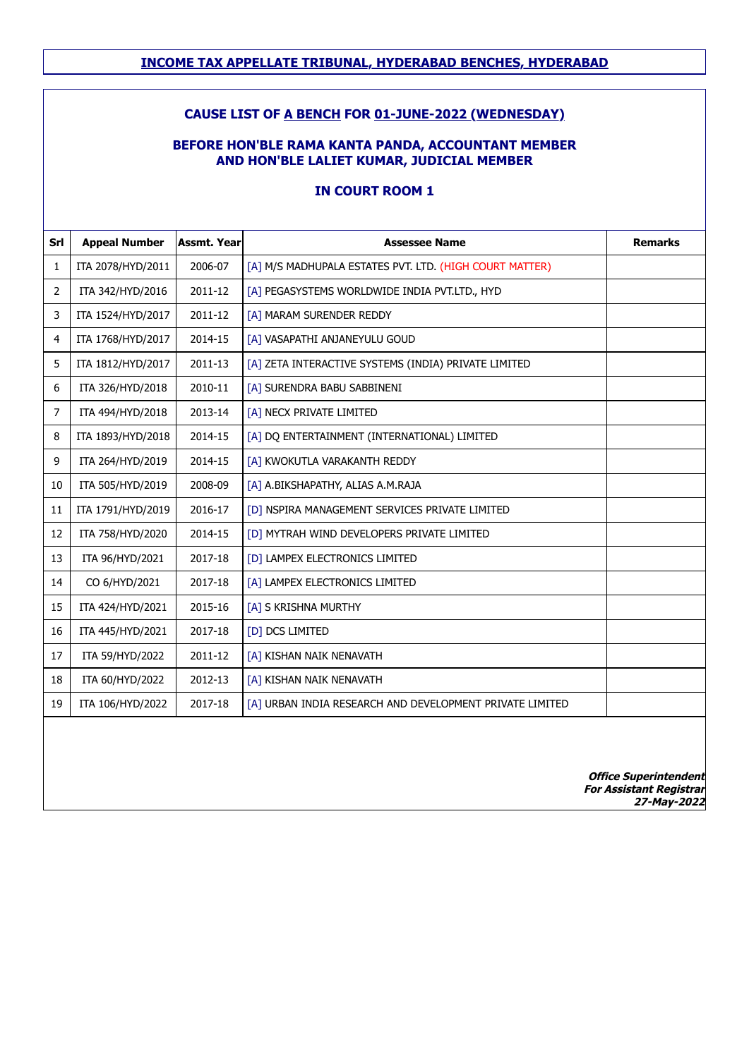# INCOME TAX APPELLATE TRIBUNAL, HYDERABAD BENCHES, HYDERABAD

## CAUSE LIST OF A BENCH FOR 01-JUNE-2022 (WEDNESDAY)

### BEFORE HON'BLE RAMA KANTA PANDA, ACCOUNTANT MEMBER AND HON'BLE LALIET KUMAR, JUDICIAL MEMBER

### IN COURT ROOM 1

| Srl | Appeal Number | Assmt. Year | Assessee Name | Remarks |
|---|---|---|---|---|
| 1 | ITA 2078/HYD/2011 | 2006-07 | [A] M/S MADHUPALA ESTATES PVT. LTD. (HIGH COURT MATTER) | |
| 2 | ITA 342/HYD/2016 | 2011-12 | [A] PEGASYSTEMS WORLDWIDE INDIA PVT.LTD., HYD | |
| 3 | ITA 1524/HYD/2017 | 2011-12 | [A] MARAM SURENDER REDDY | |
| 4 | ITA 1768/HYD/2017 | 2014-15 | [A] VASAPATHI ANJANEYULU GOUD | |
| 5 | ITA 1812/HYD/2017 | 2011-13 | [A] ZETA INTERACTIVE SYSTEMS (INDIA) PRIVATE LIMITED | |
| 6 | ITA 326/HYD/2018 | 2010-11 | [A] SURENDRA BABU SABBINENI | |
| 7 | ITA 494/HYD/2018 | 2013-14 | [A] NECX PRIVATE LIMITED | |
| 8 | ITA 1893/HYD/2018 | 2014-15 | [A] DQ ENTERTAINMENT (INTERNATIONAL) LIMITED | |
| 9 | ITA 264/HYD/2019 | 2014-15 | [A] KWOKUTLA VARAKANTH REDDY | |
| 10 | ITA 505/HYD/2019 | 2008-09 | [A] A.BIKSHAPATHY, ALIAS A.M.RAJA | |
| 11 | ITA 1791/HYD/2019 | 2016-17 | [D] NSPIRA MANAGEMENT SERVICES PRIVATE LIMITED | |
| 12 | ITA 758/HYD/2020 | 2014-15 | [D] MYTRAH WIND DEVELOPERS PRIVATE LIMITED | |
| 13 | ITA 96/HYD/2021 | 2017-18 | [D] LAMPEX ELECTRONICS LIMITED | |
| 14 | CO 6/HYD/2021 | 2017-18 | [A] LAMPEX ELECTRONICS LIMITED | |
| 15 | ITA 424/HYD/2021 | 2015-16 | [A] S KRISHNA MURTHY | |
| 16 | ITA 445/HYD/2021 | 2017-18 | [D] DCS LIMITED | |
| 17 | ITA 59/HYD/2022 | 2011-12 | [A] KISHAN NAIK NENAVATH | |
| 18 | ITA 60/HYD/2022 | 2012-13 | [A] KISHAN NAIK NENAVATH | |
| 19 | ITA 106/HYD/2022 | 2017-18 | [A] URBAN INDIA RESEARCH AND DEVELOPMENT PRIVATE LIMITED | |

***Office Superintendent***
***For Assistant Registrar***
***27-May-2022***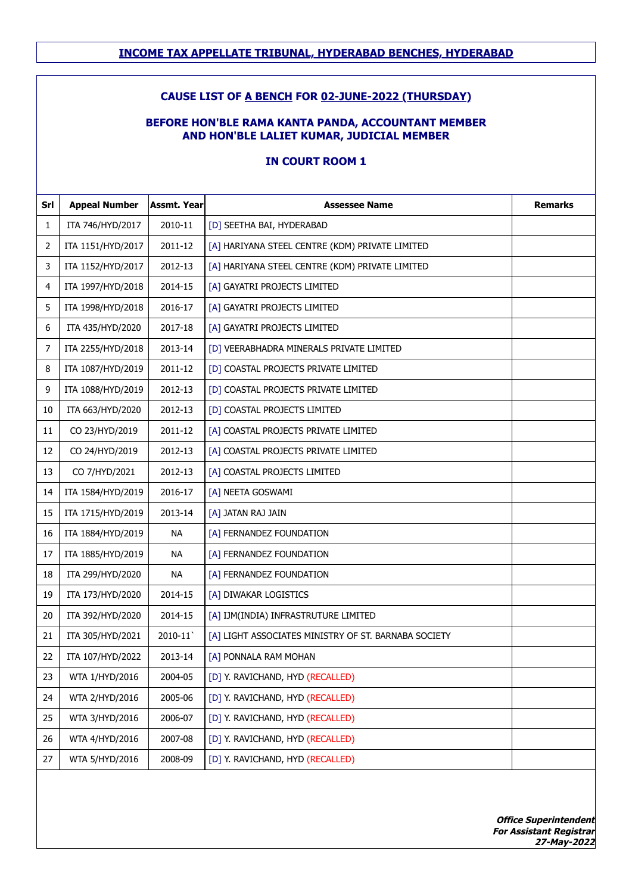## INCOME TAX APPELLATE TRIBUNAL, HYDERABAD BENCHES, HYDERABAD

### CAUSE LIST OF A BENCH FOR 02-JUNE-2022 (THURSDAY)

### BEFORE HON'BLE RAMA KANTA PANDA, ACCOUNTANT MEMBER AND HON'BLE LALIET KUMAR, JUDICIAL MEMBER

### IN COURT ROOM 1

| Srl | Appeal Number | Assmt. Year | Assessee Name | Remarks |
|---|---|---|---|---|
| 1 | ITA 746/HYD/2017 | 2010-11 | [D] SEETHA BAI, HYDERABAD | |
| 2 | ITA 1151/HYD/2017 | 2011-12 | [A] HARIYANA STEEL CENTRE (KDM) PRIVATE LIMITED | |
| 3 | ITA 1152/HYD/2017 | 2012-13 | [A] HARIYANA STEEL CENTRE (KDM) PRIVATE LIMITED | |
| 4 | ITA 1997/HYD/2018 | 2014-15 | [A] GAYATRI PROJECTS LIMITED | |
| 5 | ITA 1998/HYD/2018 | 2016-17 | [A] GAYATRI PROJECTS LIMITED | |
| 6 | ITA 435/HYD/2020 | 2017-18 | [A] GAYATRI PROJECTS LIMITED | |
| 7 | ITA 2255/HYD/2018 | 2013-14 | [D] VEERABHADRA MINERALS PRIVATE LIMITED | |
| 8 | ITA 1087/HYD/2019 | 2011-12 | [D] COASTAL PROJECTS PRIVATE LIMITED | |
| 9 | ITA 1088/HYD/2019 | 2012-13 | [D] COASTAL PROJECTS PRIVATE LIMITED | |
| 10 | ITA 663/HYD/2020 | 2012-13 | [D] COASTAL PROJECTS LIMITED | |
| 11 | CO 23/HYD/2019 | 2011-12 | [A] COASTAL PROJECTS PRIVATE LIMITED | |
| 12 | CO 24/HYD/2019 | 2012-13 | [A] COASTAL PROJECTS PRIVATE LIMITED | |
| 13 | CO 7/HYD/2021 | 2012-13 | [A] COASTAL PROJECTS LIMITED | |
| 14 | ITA 1584/HYD/2019 | 2016-17 | [A] NEETA GOSWAMI | |
| 15 | ITA 1715/HYD/2019 | 2013-14 | [A] JATAN RAJ JAIN | |
| 16 | ITA 1884/HYD/2019 | NA | [A] FERNANDEZ FOUNDATION | |
| 17 | ITA 1885/HYD/2019 | NA | [A] FERNANDEZ FOUNDATION | |
| 18 | ITA 299/HYD/2020 | NA | [A] FERNANDEZ FOUNDATION | |
| 19 | ITA 173/HYD/2020 | 2014-15 | [A] DIWAKAR LOGISTICS | |
| 20 | ITA 392/HYD/2020 | 2014-15 | [A] IJM(INDIA) INFRASTRUTURE LIMITED | |
| 21 | ITA 305/HYD/2021 | 2010-11` | [A] LIGHT ASSOCIATES MINISTRY OF ST. BARNABA SOCIETY | |
| 22 | ITA 107/HYD/2022 | 2013-14 | [A] PONNALA RAM MOHAN | |
| 23 | WTA 1/HYD/2016 | 2004-05 | [D] Y. RAVICHAND, HYD (RECALLED) | |
| 24 | WTA 2/HYD/2016 | 2005-06 | [D] Y. RAVICHAND, HYD (RECALLED) | |
| 25 | WTA 3/HYD/2016 | 2006-07 | [D] Y. RAVICHAND, HYD (RECALLED) | |
| 26 | WTA 4/HYD/2016 | 2007-08 | [D] Y. RAVICHAND, HYD (RECALLED) | |
| 27 | WTA 5/HYD/2016 | 2008-09 | [D] Y. RAVICHAND, HYD (RECALLED) | |

***Office Superintendent***
***For Assistant Registrar***
***27-May-2022***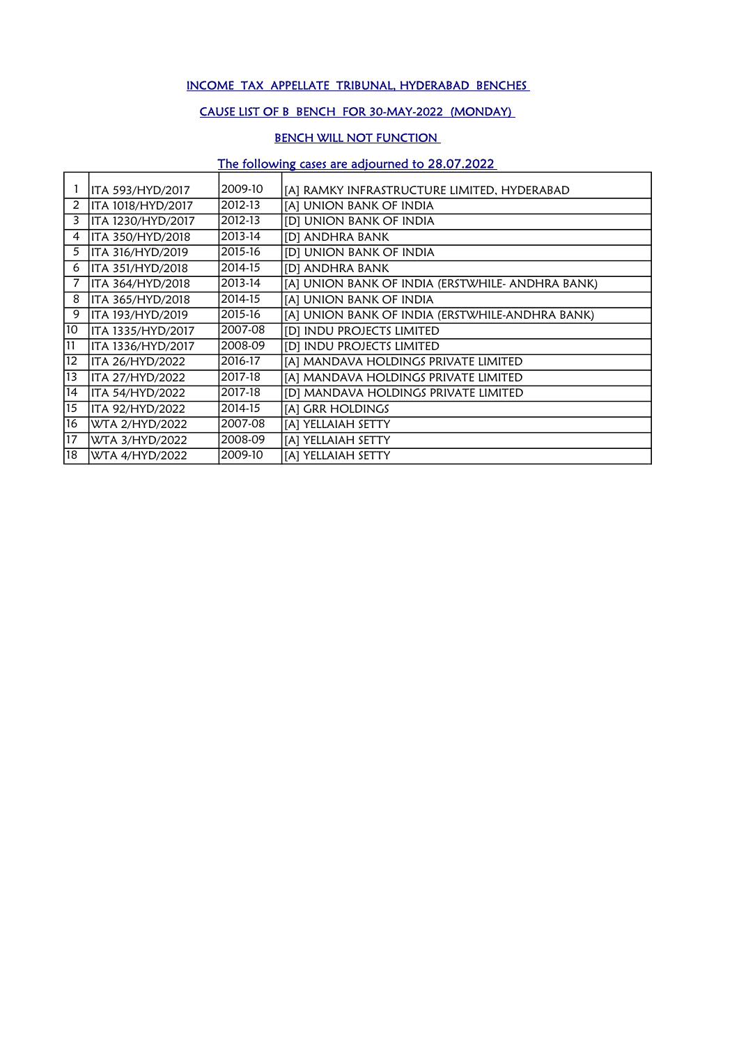# INCOME TAX APPELLATE TRIBUNAL, HYDERABAD BENCHES

## CAUSE LIST OF B BENCH FOR 30-MAY-2022 (MONDAY)

## BENCH WILL NOT FUNCTION

### The following cases are adjourned to 28.07.2022

| | | | |
|---|---|---|---|
| 1 | ITA 593/HYD/2017 | 2009-10 | [A] RAMKY INFRASTRUCTURE LIMITED, HYDERABAD |
| 2 | ITA 1018/HYD/2017 | 2012-13 | [A] UNION BANK OF INDIA |
| 3 | ITA 1230/HYD/2017 | 2012-13 | [D] UNION BANK OF INDIA |
| 4 | ITA 350/HYD/2018 | 2013-14 | [D] ANDHRA BANK |
| 5 | ITA 316/HYD/2019 | 2015-16 | [D] UNION BANK OF INDIA |
| 6 | ITA 351/HYD/2018 | 2014-15 | [D] ANDHRA BANK |
| 7 | ITA 364/HYD/2018 | 2013-14 | [A] UNION BANK OF INDIA (ERSTWHILE- ANDHRA BANK) |
| 8 | ITA 365/HYD/2018 | 2014-15 | [A] UNION BANK OF INDIA |
| 9 | ITA 193/HYD/2019 | 2015-16 | [A] UNION BANK OF INDIA (ERSTWHILE-ANDHRA BANK) |
| 10 | ITA 1335/HYD/2017 | 2007-08 | [D] INDU PROJECTS LIMITED |
| 11 | ITA 1336/HYD/2017 | 2008-09 | [D] INDU PROJECTS LIMITED |
| 12 | ITA 26/HYD/2022 | 2016-17 | [A] MANDAVA HOLDINGS PRIVATE LIMITED |
| 13 | ITA 27/HYD/2022 | 2017-18 | [A] MANDAVA HOLDINGS PRIVATE LIMITED |
| 14 | ITA 54/HYD/2022 | 2017-18 | [D] MANDAVA HOLDINGS PRIVATE LIMITED |
| 15 | ITA 92/HYD/2022 | 2014-15 | [A] GRR HOLDINGS |
| 16 | WTA 2/HYD/2022 | 2007-08 | [A] YELLAIAH SETTY |
| 17 | WTA 3/HYD/2022 | 2008-09 | [A] YELLAIAH SETTY |
| 18 | WTA 4/HYD/2022 | 2009-10 | [A] YELLAIAH SETTY |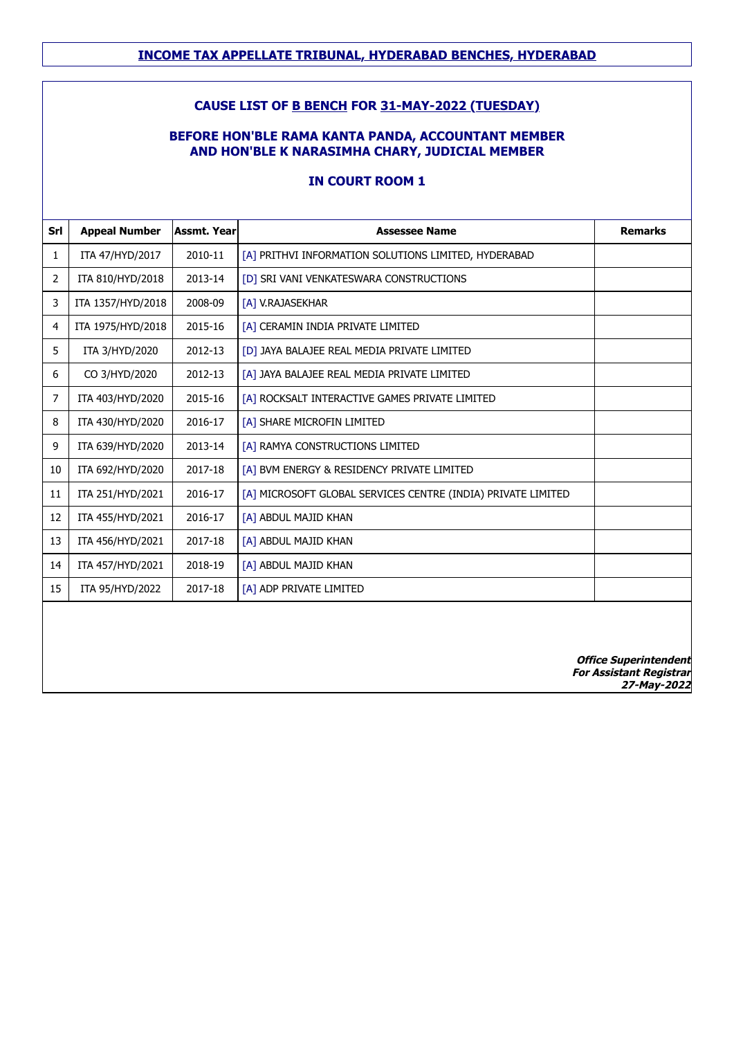## INCOME TAX APPELLATE TRIBUNAL, HYDERABAD BENCHES, HYDERABAD

### CAUSE LIST OF B BENCH FOR 31-MAY-2022 (TUESDAY)

### BEFORE HON'BLE RAMA KANTA PANDA, ACCOUNTANT MEMBER AND HON'BLE K NARASIMHA CHARY, JUDICIAL MEMBER

### IN COURT ROOM 1

| Srl | Appeal Number | Assmt. Year | Assessee Name | Remarks |
|---|---|---|---|---|
| 1 | ITA 47/HYD/2017 | 2010-11 | [A] PRITHVI INFORMATION SOLUTIONS LIMITED, HYDERABAD | |
| 2 | ITA 810/HYD/2018 | 2013-14 | [D] SRI VANI VENKATESWARA CONSTRUCTIONS | |
| 3 | ITA 1357/HYD/2018 | 2008-09 | [A] V.RAJASEKHAR | |
| 4 | ITA 1975/HYD/2018 | 2015-16 | [A] CERAMIN INDIA PRIVATE LIMITED | |
| 5 | ITA 3/HYD/2020 | 2012-13 | [D] JAYA BALAJEE REAL MEDIA PRIVATE LIMITED | |
| 6 | CO 3/HYD/2020 | 2012-13 | [A] JAYA BALAJEE REAL MEDIA PRIVATE LIMITED | |
| 7 | ITA 403/HYD/2020 | 2015-16 | [A] ROCKSALT INTERACTIVE GAMES PRIVATE LIMITED | |
| 8 | ITA 430/HYD/2020 | 2016-17 | [A] SHARE MICROFIN LIMITED | |
| 9 | ITA 639/HYD/2020 | 2013-14 | [A] RAMYA CONSTRUCTIONS LIMITED | |
| 10 | ITA 692/HYD/2020 | 2017-18 | [A] BVM ENERGY & RESIDENCY PRIVATE LIMITED | |
| 11 | ITA 251/HYD/2021 | 2016-17 | [A] MICROSOFT GLOBAL SERVICES CENTRE (INDIA) PRIVATE LIMITED | |
| 12 | ITA 455/HYD/2021 | 2016-17 | [A] ABDUL MAJID KHAN | |
| 13 | ITA 456/HYD/2021 | 2017-18 | [A] ABDUL MAJID KHAN | |
| 14 | ITA 457/HYD/2021 | 2018-19 | [A] ABDUL MAJID KHAN | |
| 15 | ITA 95/HYD/2022 | 2017-18 | [A] ADP PRIVATE LIMITED | |

***Office Superintendent***
***For Assistant Registrar***
***27-May-2022***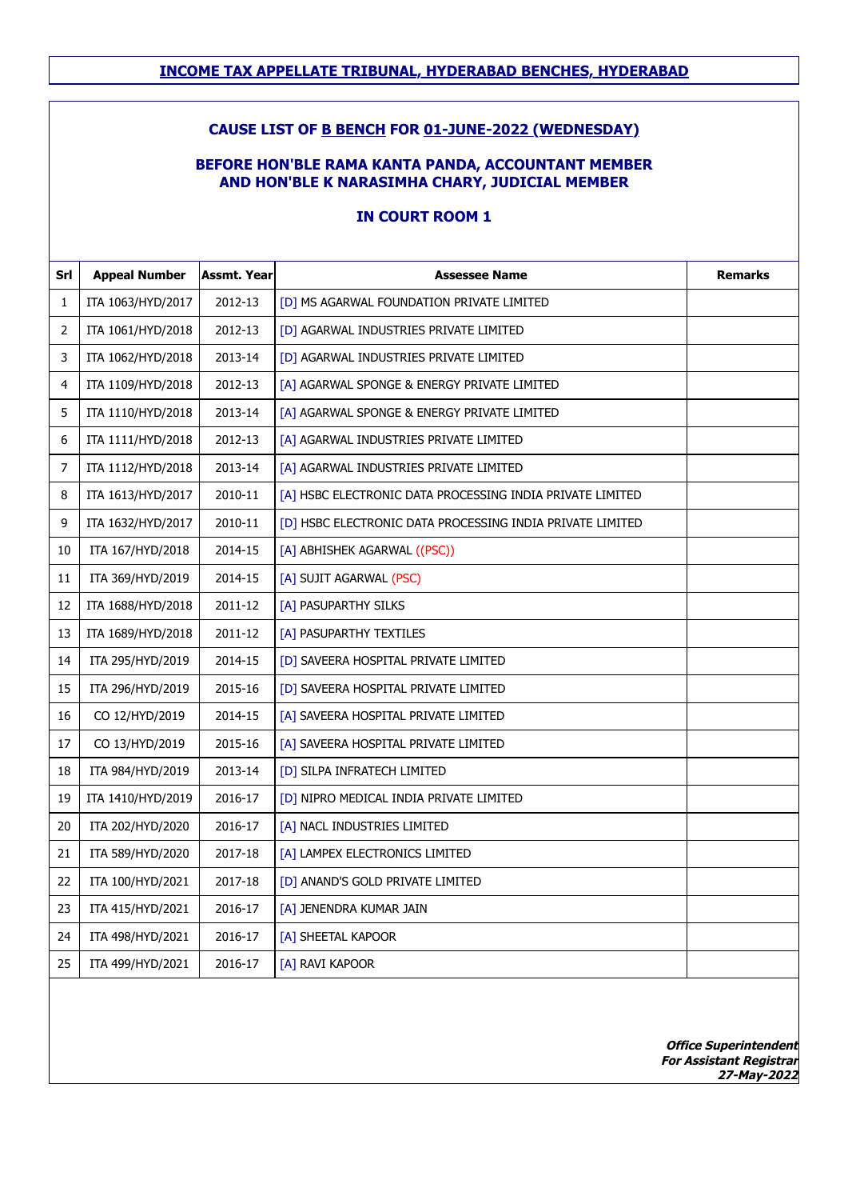## INCOME TAX APPELLATE TRIBUNAL, HYDERABAD BENCHES, HYDERABAD

### CAUSE LIST OF B BENCH FOR 01-JUNE-2022 (WEDNESDAY)

### BEFORE HON'BLE RAMA KANTA PANDA, ACCOUNTANT MEMBER
### AND HON'BLE K NARASIMHA CHARY, JUDICIAL MEMBER

### IN COURT ROOM 1

| Srl | Appeal Number | Assmt. Year | Assessee Name | Remarks |
|---|---|---|---|---|
| 1 | ITA 1063/HYD/2017 | 2012-13 | [D] MS AGARWAL FOUNDATION PRIVATE LIMITED | |
| 2 | ITA 1061/HYD/2018 | 2012-13 | [D] AGARWAL INDUSTRIES PRIVATE LIMITED | |
| 3 | ITA 1062/HYD/2018 | 2013-14 | [D] AGARWAL INDUSTRIES PRIVATE LIMITED | |
| 4 | ITA 1109/HYD/2018 | 2012-13 | [A] AGARWAL SPONGE & ENERGY PRIVATE LIMITED | |
| 5 | ITA 1110/HYD/2018 | 2013-14 | [A] AGARWAL SPONGE & ENERGY PRIVATE LIMITED | |
| 6 | ITA 1111/HYD/2018 | 2012-13 | [A] AGARWAL INDUSTRIES PRIVATE LIMITED | |
| 7 | ITA 1112/HYD/2018 | 2013-14 | [A] AGARWAL INDUSTRIES PRIVATE LIMITED | |
| 8 | ITA 1613/HYD/2017 | 2010-11 | [A] HSBC ELECTRONIC DATA PROCESSING INDIA PRIVATE LIMITED | |
| 9 | ITA 1632/HYD/2017 | 2010-11 | [D] HSBC ELECTRONIC DATA PROCESSING INDIA PRIVATE LIMITED | |
| 10 | ITA 167/HYD/2018 | 2014-15 | [A] ABHISHEK AGARWAL ((PSC)) | |
| 11 | ITA 369/HYD/2019 | 2014-15 | [A] SUJIT AGARWAL (PSC) | |
| 12 | ITA 1688/HYD/2018 | 2011-12 | [A] PASUPARTHY SILKS | |
| 13 | ITA 1689/HYD/2018 | 2011-12 | [A] PASUPARTHY TEXTILES | |
| 14 | ITA 295/HYD/2019 | 2014-15 | [D] SAVEERA HOSPITAL PRIVATE LIMITED | |
| 15 | ITA 296/HYD/2019 | 2015-16 | [D] SAVEERA HOSPITAL PRIVATE LIMITED | |
| 16 | CO 12/HYD/2019 | 2014-15 | [A] SAVEERA HOSPITAL PRIVATE LIMITED | |
| 17 | CO 13/HYD/2019 | 2015-16 | [A] SAVEERA HOSPITAL PRIVATE LIMITED | |
| 18 | ITA 984/HYD/2019 | 2013-14 | [D] SILPA INFRATECH LIMITED | |
| 19 | ITA 1410/HYD/2019 | 2016-17 | [D] NIPRO MEDICAL INDIA PRIVATE LIMITED | |
| 20 | ITA 202/HYD/2020 | 2016-17 | [A] NACL INDUSTRIES LIMITED | |
| 21 | ITA 589/HYD/2020 | 2017-18 | [A] LAMPEX ELECTRONICS LIMITED | |
| 22 | ITA 100/HYD/2021 | 2017-18 | [D] ANAND'S GOLD PRIVATE LIMITED | |
| 23 | ITA 415/HYD/2021 | 2016-17 | [A] JENENDRA KUMAR JAIN | |
| 24 | ITA 498/HYD/2021 | 2016-17 | [A] SHEETAL KAPOOR | |
| 25 | ITA 499/HYD/2021 | 2016-17 | [A] RAVI KAPOOR | |

***Office Superintendent***
***For Assistant Registrar***
***27-May-2022***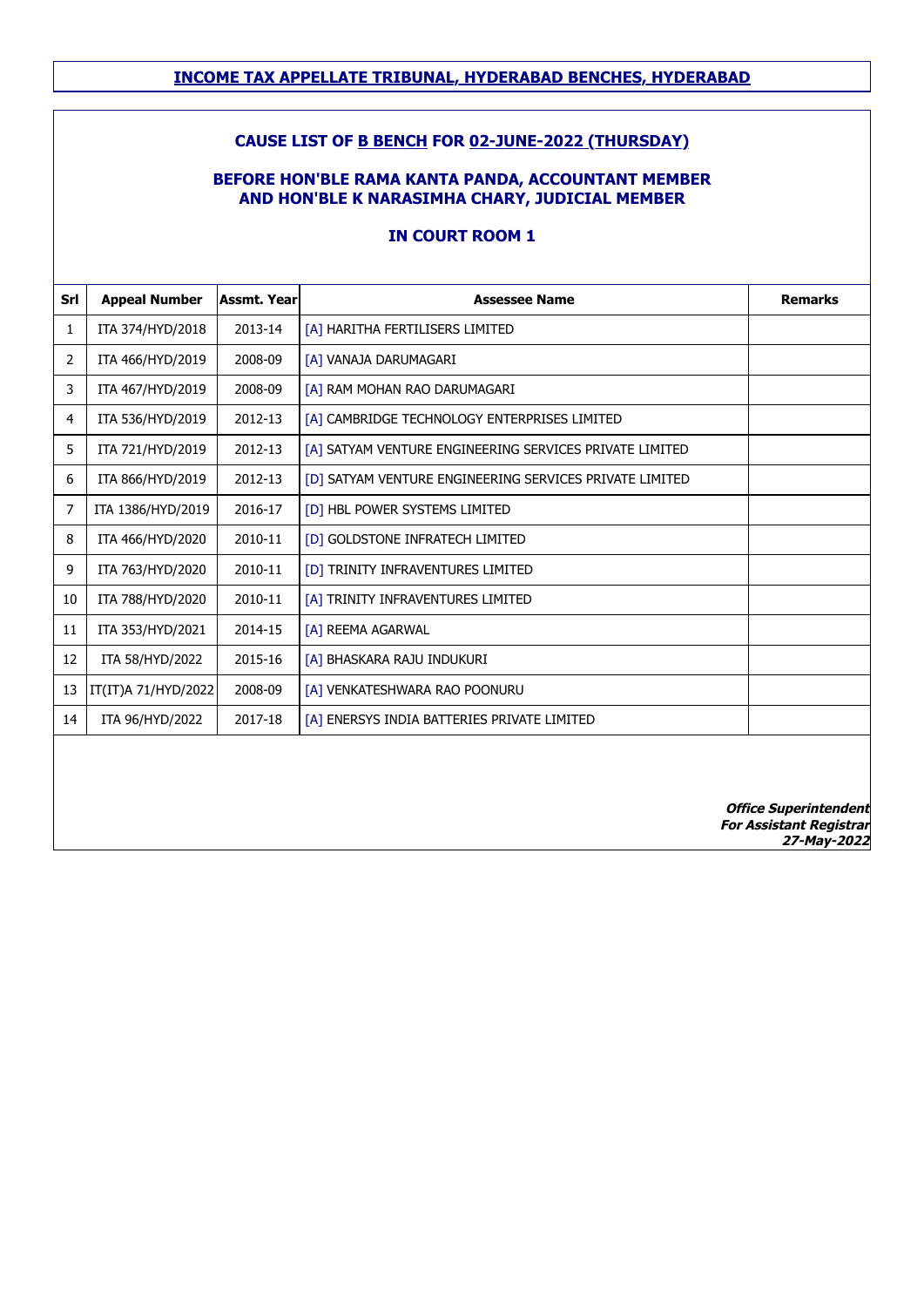# INCOME TAX APPELLATE TRIBUNAL, HYDERABAD BENCHES, HYDERABAD

## CAUSE LIST OF B BENCH FOR 02-JUNE-2022 (THURSDAY)

### BEFORE HON'BLE RAMA KANTA PANDA, ACCOUNTANT MEMBER AND HON'BLE K NARASIMHA CHARY, JUDICIAL MEMBER

### IN COURT ROOM 1

| Srl | Appeal Number | Assmt. Year | Assessee Name | Remarks |
|---|---|---|---|---|
| 1 | ITA 374/HYD/2018 | 2013-14 | [A] HARITHA FERTILISERS LIMITED | |
| 2 | ITA 466/HYD/2019 | 2008-09 | [A] VANAJA DARUMAGARI | |
| 3 | ITA 467/HYD/2019 | 2008-09 | [A] RAM MOHAN RAO DARUMAGARI | |
| 4 | ITA 536/HYD/2019 | 2012-13 | [A] CAMBRIDGE TECHNOLOGY ENTERPRISES LIMITED | |
| 5 | ITA 721/HYD/2019 | 2012-13 | [A] SATYAM VENTURE ENGINEERING SERVICES PRIVATE LIMITED | |
| 6 | ITA 866/HYD/2019 | 2012-13 | [D] SATYAM VENTURE ENGINEERING SERVICES PRIVATE LIMITED | |
| 7 | ITA 1386/HYD/2019 | 2016-17 | [D] HBL POWER SYSTEMS LIMITED | |
| 8 | ITA 466/HYD/2020 | 2010-11 | [D] GOLDSTONE INFRATECH LIMITED | |
| 9 | ITA 763/HYD/2020 | 2010-11 | [D] TRINITY INFRAVENTURES LIMITED | |
| 10 | ITA 788/HYD/2020 | 2010-11 | [A] TRINITY INFRAVENTURES LIMITED | |
| 11 | ITA 353/HYD/2021 | 2014-15 | [A] REEMA AGARWAL | |
| 12 | ITA 58/HYD/2022 | 2015-16 | [A] BHASKARA RAJU INDUKURI | |
| 13 | IT(IT)A 71/HYD/2022 | 2008-09 | [A] VENKATESHWARA RAO POONURU | |
| 14 | ITA 96/HYD/2022 | 2017-18 | [A] ENERSYS INDIA BATTERIES PRIVATE LIMITED | |

***Office Superintendent***
***For Assistant Registrar***
***27-May-2022***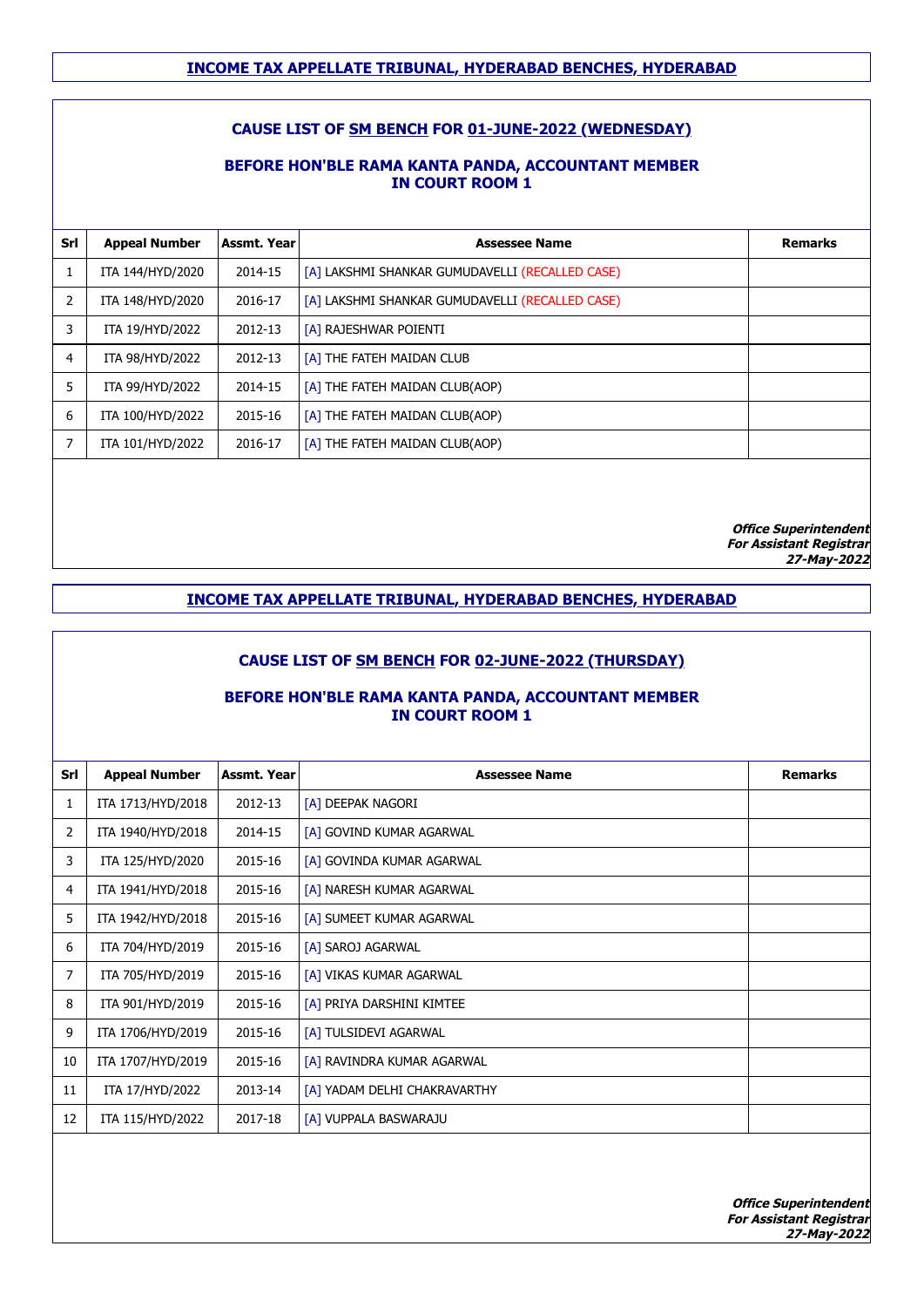## INCOME TAX APPELLATE TRIBUNAL, HYDERABAD BENCHES, HYDERABAD

### CAUSE LIST OF SM BENCH FOR 01-JUNE-2022 (WEDNESDAY)

**BEFORE HON'BLE RAMA KANTA PANDA, ACCOUNTANT MEMBER**
**IN COURT ROOM 1**

| Srl | Appeal Number | Assmt. Year | Assessee Name | Remarks |
|---|---|---|---|---|
| 1 | ITA 144/HYD/2020 | 2014-15 | [A] LAKSHMI SHANKAR GUMUDAVELLI (RECALLED CASE) | |
| 2 | ITA 148/HYD/2020 | 2016-17 | [A] LAKSHMI SHANKAR GUMUDAVELLI (RECALLED CASE) | |
| 3 | ITA 19/HYD/2022 | 2012-13 | [A] RAJESHWAR POIENTI | |
| 4 | ITA 98/HYD/2022 | 2012-13 | [A] THE FATEH MAIDAN CLUB | |
| 5 | ITA 99/HYD/2022 | 2014-15 | [A] THE FATEH MAIDAN CLUB(AOP) | |
| 6 | ITA 100/HYD/2022 | 2015-16 | [A] THE FATEH MAIDAN CLUB(AOP) | |
| 7 | ITA 101/HYD/2022 | 2016-17 | [A] THE FATEH MAIDAN CLUB(AOP) | |

***Office Superintendent***
***For Assistant Registrar***
***27-May-2022***

## INCOME TAX APPELLATE TRIBUNAL, HYDERABAD BENCHES, HYDERABAD

### CAUSE LIST OF SM BENCH FOR 02-JUNE-2022 (THURSDAY)

**BEFORE HON'BLE RAMA KANTA PANDA, ACCOUNTANT MEMBER**
**IN COURT ROOM 1**

| Srl | Appeal Number | Assmt. Year | Assessee Name | Remarks |
|---|---|---|---|---|
| 1 | ITA 1713/HYD/2018 | 2012-13 | [A] DEEPAK NAGORI | |
| 2 | ITA 1940/HYD/2018 | 2014-15 | [A] GOVIND KUMAR AGARWAL | |
| 3 | ITA 125/HYD/2020 | 2015-16 | [A] GOVINDA KUMAR AGARWAL | |
| 4 | ITA 1941/HYD/2018 | 2015-16 | [A] NARESH KUMAR AGARWAL | |
| 5 | ITA 1942/HYD/2018 | 2015-16 | [A] SUMEET KUMAR AGARWAL | |
| 6 | ITA 704/HYD/2019 | 2015-16 | [A] SAROJ AGARWAL | |
| 7 | ITA 705/HYD/2019 | 2015-16 | [A] VIKAS KUMAR AGARWAL | |
| 8 | ITA 901/HYD/2019 | 2015-16 | [A] PRIYA DARSHINI KIMTEE | |
| 9 | ITA 1706/HYD/2019 | 2015-16 | [A] TULSIDEVI AGARWAL | |
| 10 | ITA 1707/HYD/2019 | 2015-16 | [A] RAVINDRA KUMAR AGARWAL | |
| 11 | ITA 17/HYD/2022 | 2013-14 | [A] YADAM DELHI CHAKRAVARTHY | |
| 12 | ITA 115/HYD/2022 | 2017-18 | [A] VUPPALA BASWARAJU | |

***Office Superintendent***
***For Assistant Registrar***
***27-May-2022***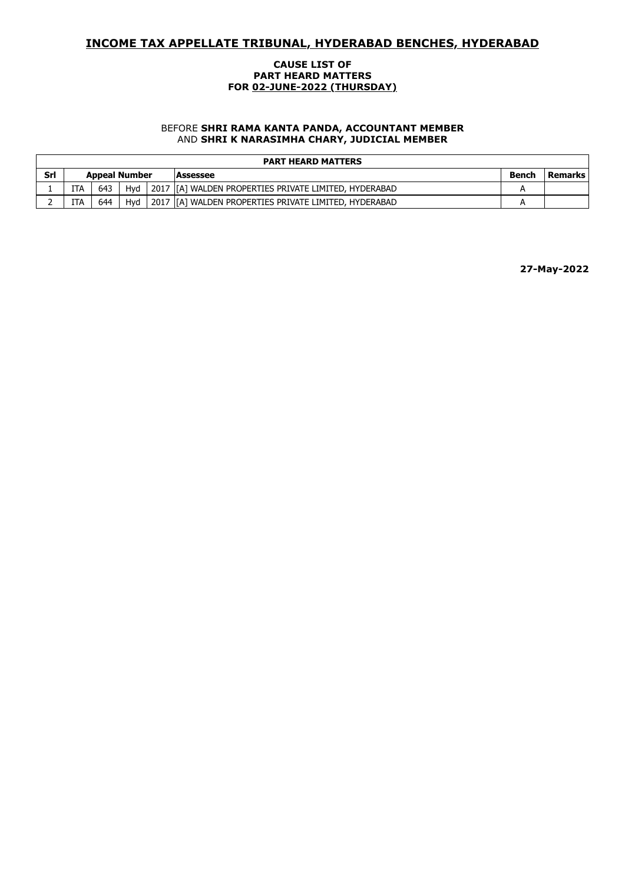# INCOME TAX APPELLATE TRIBUNAL, HYDERABAD BENCHES, HYDERABAD

**CAUSE LIST OF**
**PART HEARD MATTERS**
**FOR 02-JUNE-2022 (THURSDAY)**

BEFORE **SHRI RAMA KANTA PANDA, ACCOUNTANT MEMBER**
AND **SHRI K NARASIMHA CHARY, JUDICIAL MEMBER**

| PART HEARD MATTERS | | | | | | | |
|---|---|---|---|---|---|---|---|
| **Srl** | **Appeal Number** | | | | **Assessee** | **Bench** | **Remarks** |
| 1 | ITA | 643 | Hyd | 2017 | [A] WALDEN PROPERTIES PRIVATE LIMITED, HYDERABAD | A | |
| 2 | ITA | 644 | Hyd | 2017 | [A] WALDEN PROPERTIES PRIVATE LIMITED, HYDERABAD | A | |

**27-May-2022**